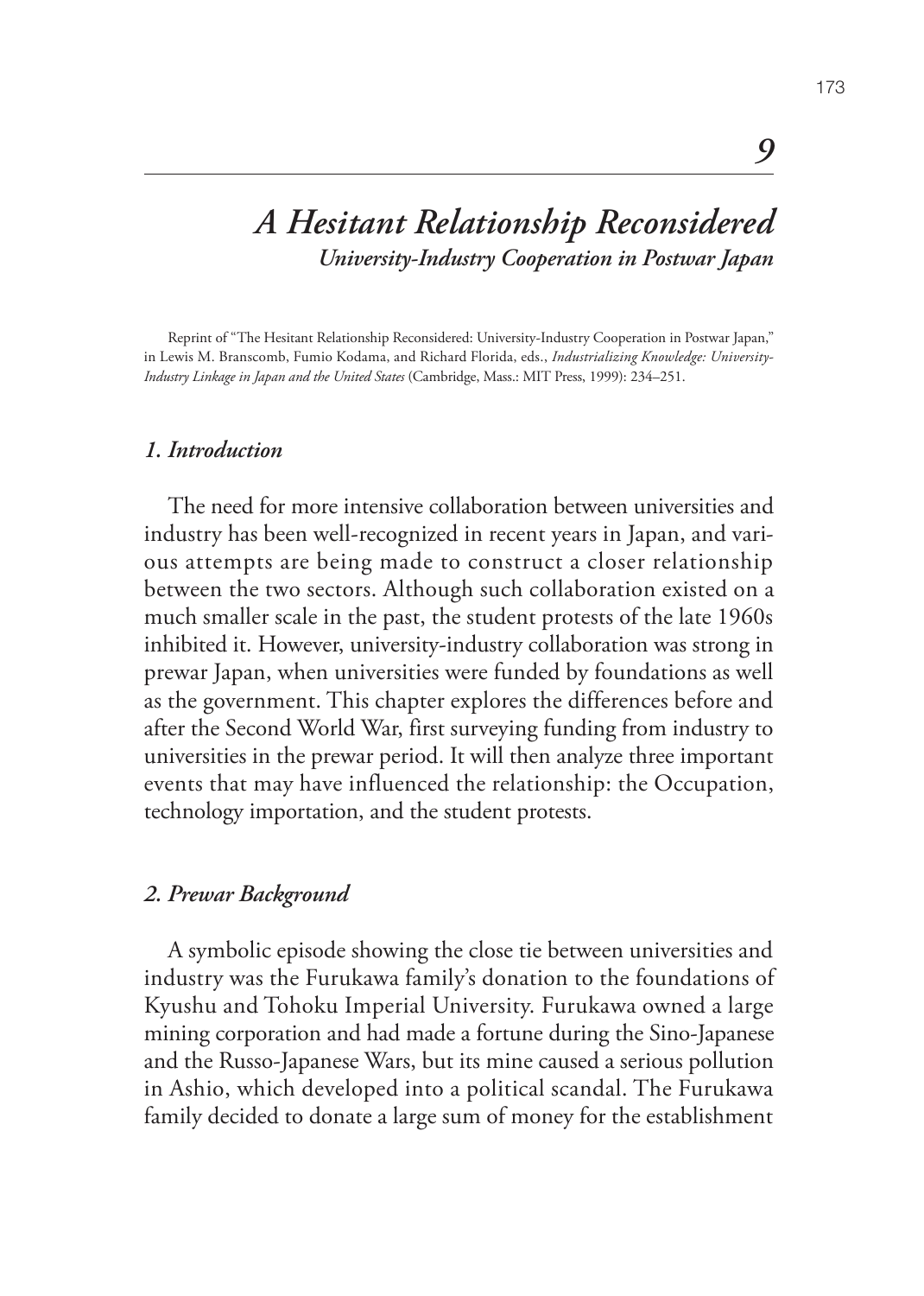# 9

# *A Hesitant Relationship Reconsidered*

## *University-Industry Cooperation in Postwar Japan*

Reprint of "The Hesitant Relationship Reconsidered: University-Industry Cooperation in Postwar Japan," in Lewis M. Branscomb, Fumio Kodama, and Richard Florida, eds., *Industrializing Knowledge: University-Industry Linkage in Japan and the United States* (Cambridge, Mass.: MIT Press, 1999): 234–251.

### *1. Introduction*

The need for more intensive collaboration between universities and industry has been well-recognized in recent years in Japan, and various attempts are being made to construct a closer relationship between the two sectors. Although such collaboration existed on a much smaller scale in the past, the student protests of the late 1960s inhibited it. However, university-industry collaboration was strong in prewar Japan, when universities were funded by foundations as well as the government. This chapter explores the differences before and after the Second World War, first surveying funding from industry to universities in the prewar period. It will then analyze three important events that may have influenced the relationship: the Occupation, technology importation, and the student protests.

### *2. Prewar Background*

A symbolic episode showing the close tie between universities and industry was the Furukawa family's donation to the foundations of Kyushu and Tohoku Imperial University. Furukawa owned a large mining corporation and had made a fortune during the Sino-Japanese and the Russo-Japanese Wars, but its mine caused a serious pollution in Ashio, which developed into a political scandal. The Furukawa family decided to donate a large sum of money for the establishment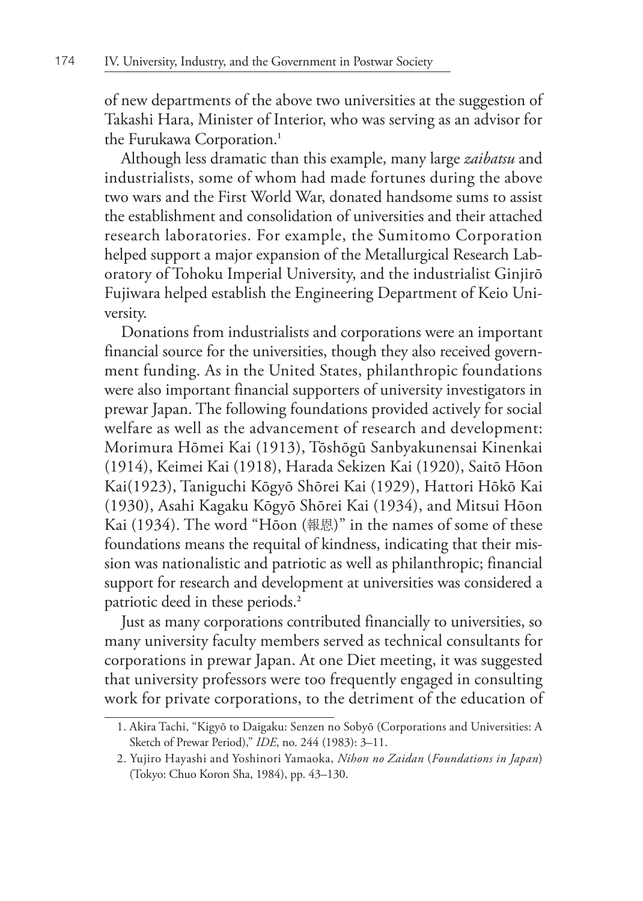of new departments of the above two universities at the suggestion of Takashi Hara, Minister of Interior, who was serving as an advisor for the Furukawa Corporation.[1]

Although less dramatic than this example, many large *zaibatsu* and industrialists, some of whom had made fortunes during the above two wars and the First World War, donated handsome sums to assist the establishment and consolidation of universities and their attached research laboratories. For example, the Sumitomo Corporation helped support a major expansion of the Metallurgical Research Laboratory of Tohoku Imperial University, and the industrialist Ginjirō Fujiwara helped establish the Engineering Department of Keio University.

Donations from industrialists and corporations were an important financial source for the universities, though they also received government funding. As in the United States, philanthropic foundations were also important financial supporters of university investigators in prewar Japan. The following foundations provided actively for social welfare as well as the advancement of research and development: Morimura Hōmei Kai (1913), Tōshōgū Sanbyakunensai Kinenkai (1914), Keimei Kai (1918), Harada Sekizen Kai (1920), Saitō Hōon Kai(1923), Taniguchi Kōgyō Shōrei Kai (1929), Hattori Hōkō Kai (1930), Asahi Kagaku Kōgyō Shōrei Kai (1934), and Mitsui Hōon Kai (1934). The word "Hōon (報恩)" in the names of some of these foundations means the requital of kindness, indicating that their mission was nationalistic and patriotic as well as philanthropic; financial support for research and development at universities was considered a patriotic deed in these periods.[2]

Just as many corporations contributed financially to universities, so many university faculty members served as technical consultants for corporations in prewar Japan. At one Diet meeting, it was suggested that university professors were too frequently engaged in consulting work for private corporations, to the detriment of the education of

1. Akira Tachi, "Kigyō to Daigaku: Senzen no Sobyō (Corporations and Universities: A Sketch of Prewar Period)," *IDE*, no. 244 (1983): 3–11.

2. Yujiro Hayashi and Yoshinori Yamaoka, *Nihon no Zaidan* (*Foundations in Japan*) (Tokyo: Chuo Koron Sha, 1984), pp. 43–130.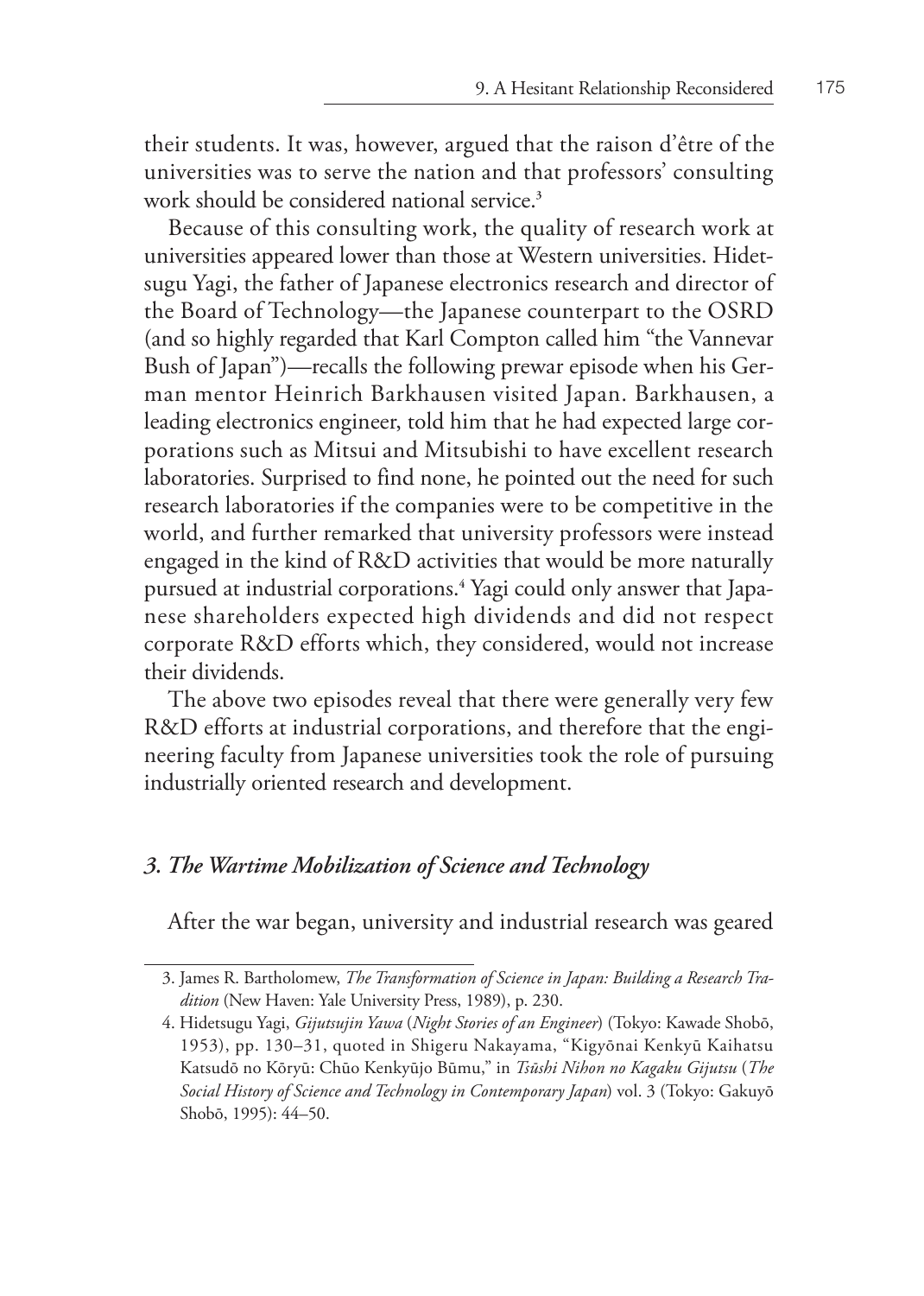their students. It was, however, argued that the raison d'être of the universities was to serve the nation and that professors' consulting work should be considered national service.[3]

Because of this consulting work, the quality of research work at universities appeared lower than those at Western universities. Hidetsugu Yagi, the father of Japanese electronics research and director of the Board of Technology—the Japanese counterpart to the OSRD (and so highly regarded that Karl Compton called him "the Vannevar Bush of Japan")—recalls the following prewar episode when his German mentor Heinrich Barkhausen visited Japan. Barkhausen, a leading electronics engineer, told him that he had expected large corporations such as Mitsui and Mitsubishi to have excellent research laboratories. Surprised to find none, he pointed out the need for such research laboratories if the companies were to be competitive in the world, and further remarked that university professors were instead engaged in the kind of R&D activities that would be more naturally pursued at industrial corporations.[4] Yagi could only answer that Japanese shareholders expected high dividends and did not respect corporate R&D efforts which, they considered, would not increase their dividends.

The above two episodes reveal that there were generally very few R&D efforts at industrial corporations, and therefore that the engineering faculty from Japanese universities took the role of pursuing industrially oriented research and development.

### *3. The Wartime Mobilization of Science and Technology*

After the war began, university and industrial research was geared

---

3. James R. Bartholomew, *The Transformation of Science in Japan: Building a Research Tradition* (New Haven: Yale University Press, 1989), p. 230.

4. Hidetsugu Yagi, *Gijutsujin Yawa* (*Night Stories of an Engineer*) (Tokyo: Kawade Shobō, 1953), pp. 130–31, quoted in Shigeru Nakayama, "Kigyōnai Kenkyū Kaihatsu Katsudō no Kōryū: Chūo Kenkyūjo Būmu," in *Tsūshi Nihon no Kagaku Gijutsu* (*The Social History of Science and Technology in Contemporary Japan*) vol. 3 (Tokyo: Gakuyō Shobō, 1995): 44–50.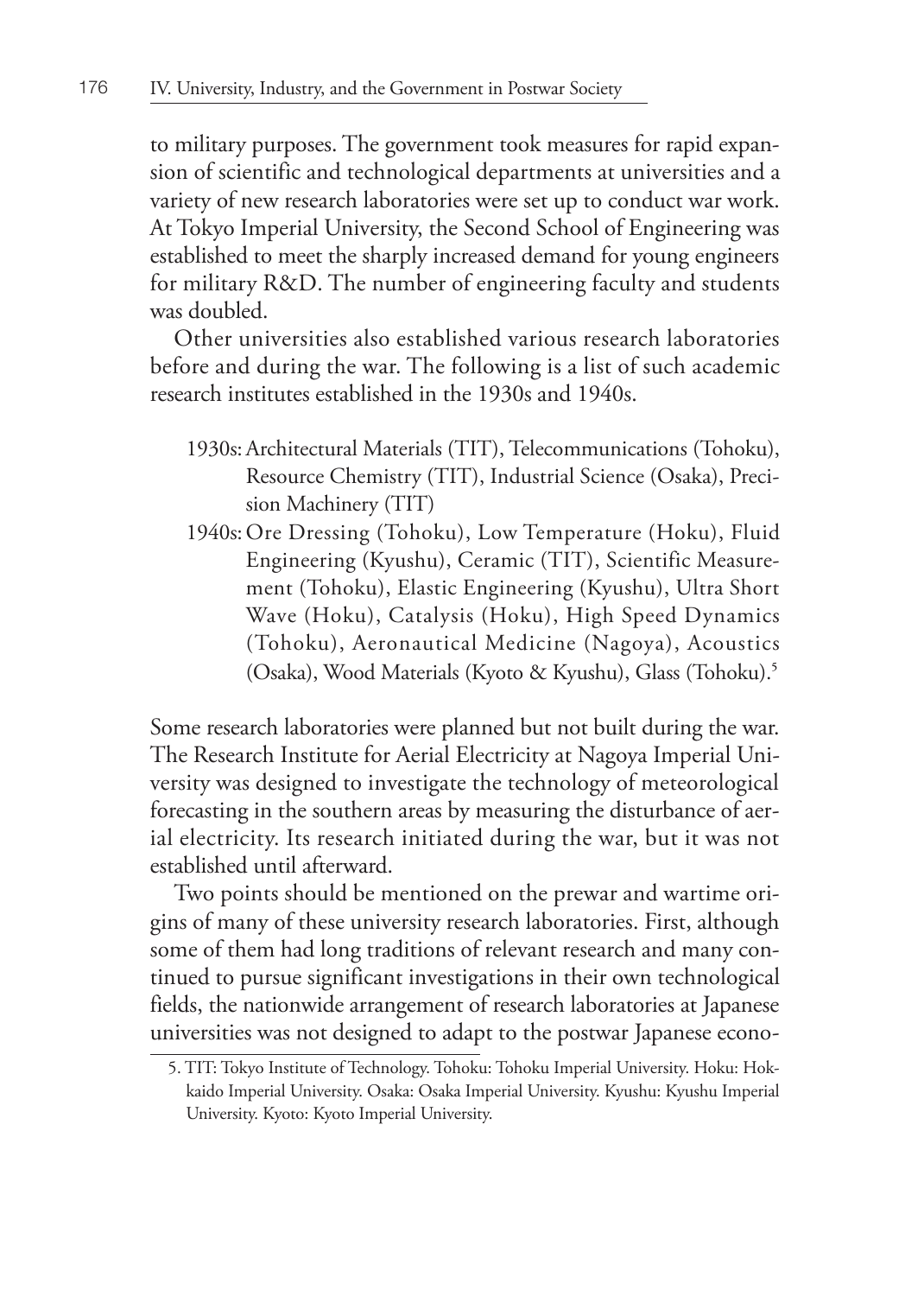to military purposes. The government took measures for rapid expansion of scientific and technological departments at universities and a variety of new research laboratories were set up to conduct war work. At Tokyo Imperial University, the Second School of Engineering was established to meet the sharply increased demand for young engineers for military R&D. The number of engineering faculty and students was doubled.

Other universities also established various research laboratories before and during the war. The following is a list of such academic research institutes established in the 1930s and 1940s.

> 1930s: Architectural Materials (TIT), Telecommunications (Tohoku), Resource Chemistry (TIT), Industrial Science (Osaka), Precision Machinery (TIT)
>
> 1940s: Ore Dressing (Tohoku), Low Temperature (Hoku), Fluid Engineering (Kyushu), Ceramic (TIT), Scientific Measurement (Tohoku), Elastic Engineering (Kyushu), Ultra Short Wave (Hoku), Catalysis (Hoku), High Speed Dynamics (Tohoku), Aeronautical Medicine (Nagoya), Acoustics (Osaka), Wood Materials (Kyoto & Kyushu), Glass (Tohoku).[5]

Some research laboratories were planned but not built during the war. The Research Institute for Aerial Electricity at Nagoya Imperial University was designed to investigate the technology of meteorological forecasting in the southern areas by measuring the disturbance of aerial electricity. Its research initiated during the war, but it was not established until afterward.

Two points should be mentioned on the prewar and wartime origins of many of these university research laboratories. First, although some of them had long traditions of relevant research and many continued to pursue significant investigations in their own technological fields, the nationwide arrangement of research laboratories at Japanese universities was not designed to adapt to the postwar Japanese econo-

---

5. TIT: Tokyo Institute of Technology. Tohoku: Tohoku Imperial University. Hoku: Hokkaido Imperial University. Osaka: Osaka Imperial University. Kyushu: Kyushu Imperial University. Kyoto: Kyoto Imperial University.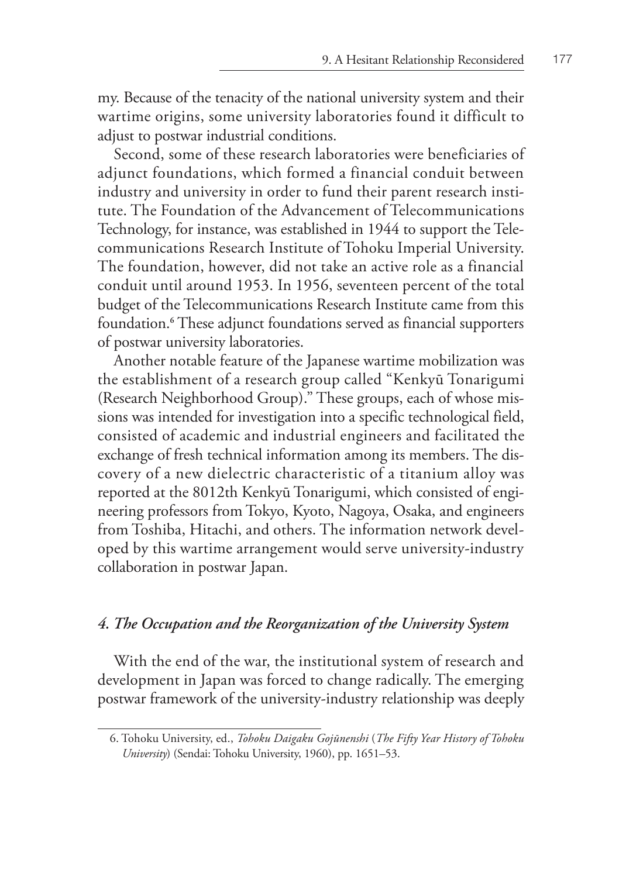my. Because of the tenacity of the national university system and their wartime origins, some university laboratories found it difficult to adjust to postwar industrial conditions.

Second, some of these research laboratories were beneficiaries of adjunct foundations, which formed a financial conduit between industry and university in order to fund their parent research institute. The Foundation of the Advancement of Telecommunications Technology, for instance, was established in 1944 to support the Telecommunications Research Institute of Tohoku Imperial University. The foundation, however, did not take an active role as a financial conduit until around 1953. In 1956, seventeen percent of the total budget of the Telecommunications Research Institute came from this foundation.[6] These adjunct foundations served as financial supporters of postwar university laboratories.

Another notable feature of the Japanese wartime mobilization was the establishment of a research group called "Kenkyū Tonarigumi (Research Neighborhood Group)." These groups, each of whose missions was intended for investigation into a specific technological field, consisted of academic and industrial engineers and facilitated the exchange of fresh technical information among its members. The discovery of a new dielectric characteristic of a titanium alloy was reported at the 8012th Kenkyū Tonarigumi, which consisted of engineering professors from Tokyo, Kyoto, Nagoya, Osaka, and engineers from Toshiba, Hitachi, and others. The information network developed by this wartime arrangement would serve university-industry collaboration in postwar Japan.

### *4. The Occupation and the Reorganization of the University System*

With the end of the war, the institutional system of research and development in Japan was forced to change radically. The emerging postwar framework of the university-industry relationship was deeply

6. Tohoku University, ed., *Tohoku Daigaku Gojūnenshi* (*The Fifty Year History of Tohoku University*) (Sendai: Tohoku University, 1960), pp. 1651–53.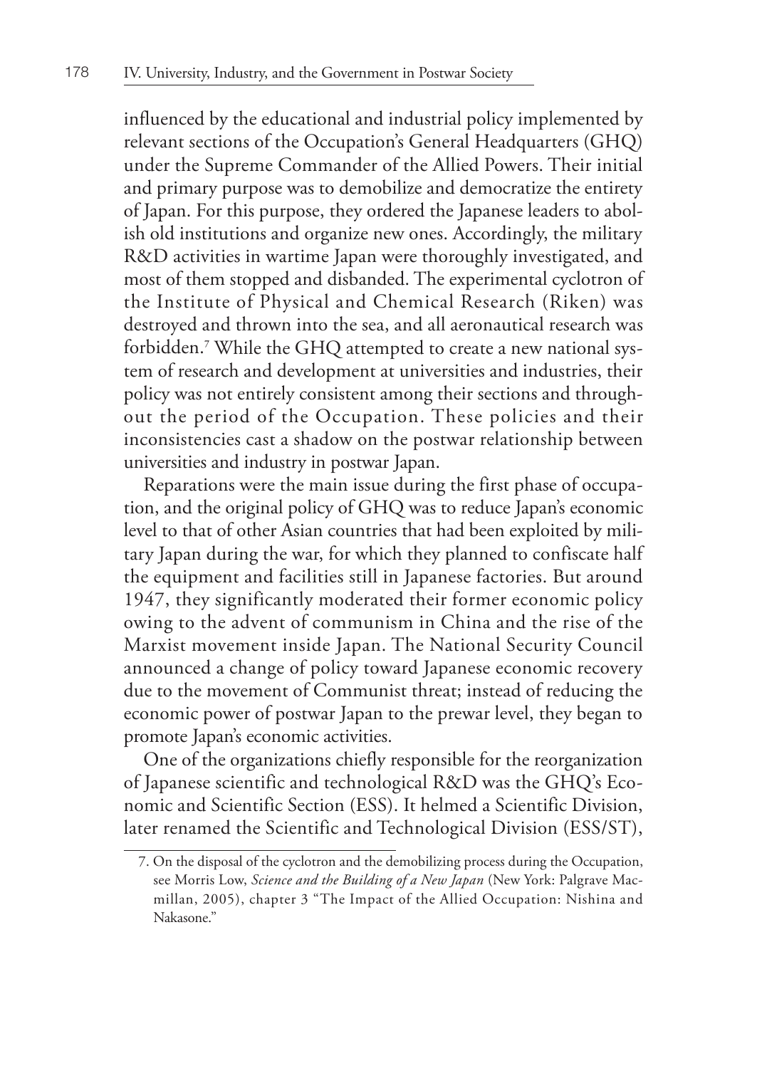influenced by the educational and industrial policy implemented by relevant sections of the Occupation's General Headquarters (GHQ) under the Supreme Commander of the Allied Powers. Their initial and primary purpose was to demobilize and democratize the entirety of Japan. For this purpose, they ordered the Japanese leaders to abolish old institutions and organize new ones. Accordingly, the military R&D activities in wartime Japan were thoroughly investigated, and most of them stopped and disbanded. The experimental cyclotron of the Institute of Physical and Chemical Research (Riken) was destroyed and thrown into the sea, and all aeronautical research was forbidden.[7] While the GHQ attempted to create a new national system of research and development at universities and industries, their policy was not entirely consistent among their sections and throughout the period of the Occupation. These policies and their inconsistencies cast a shadow on the postwar relationship between universities and industry in postwar Japan.

Reparations were the main issue during the first phase of occupation, and the original policy of GHQ was to reduce Japan's economic level to that of other Asian countries that had been exploited by military Japan during the war, for which they planned to confiscate half the equipment and facilities still in Japanese factories. But around 1947, they significantly moderated their former economic policy owing to the advent of communism in China and the rise of the Marxist movement inside Japan. The National Security Council announced a change of policy toward Japanese economic recovery due to the movement of Communist threat; instead of reducing the economic power of postwar Japan to the prewar level, they began to promote Japan's economic activities.

One of the organizations chiefly responsible for the reorganization of Japanese scientific and technological R&D was the GHQ's Economic and Scientific Section (ESS). It helmed a Scientific Division, later renamed the Scientific and Technological Division (ESS/ST),

7. On the disposal of the cyclotron and the demobilizing process during the Occupation, see Morris Low, *Science and the Building of a New Japan* (New York: Palgrave Macmillan, 2005), chapter 3 "The Impact of the Allied Occupation: Nishina and Nakasone."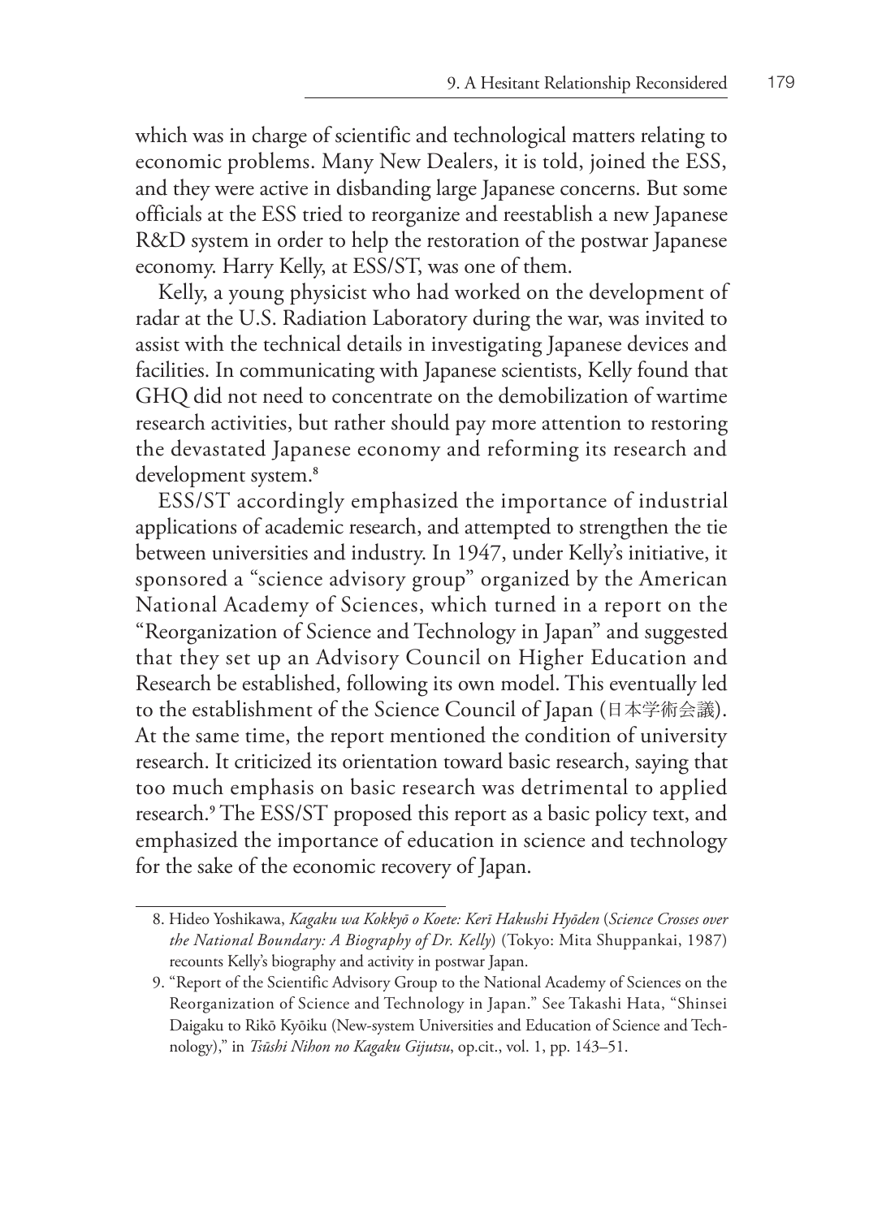which was in charge of scientific and technological matters relating to economic problems. Many New Dealers, it is told, joined the ESS, and they were active in disbanding large Japanese concerns. But some officials at the ESS tried to reorganize and reestablish a new Japanese R&D system in order to help the restoration of the postwar Japanese economy. Harry Kelly, at ESS/ST, was one of them.

Kelly, a young physicist who had worked on the development of radar at the U.S. Radiation Laboratory during the war, was invited to assist with the technical details in investigating Japanese devices and facilities. In communicating with Japanese scientists, Kelly found that GHQ did not need to concentrate on the demobilization of wartime research activities, but rather should pay more attention to restoring the devastated Japanese economy and reforming its research and development system.[8]

ESS/ST accordingly emphasized the importance of industrial applications of academic research, and attempted to strengthen the tie between universities and industry. In 1947, under Kelly's initiative, it sponsored a "science advisory group" organized by the American National Academy of Sciences, which turned in a report on the "Reorganization of Science and Technology in Japan" and suggested that they set up an Advisory Council on Higher Education and Research be established, following its own model. This eventually led to the establishment of the Science Council of Japan (日本学術会議). At the same time, the report mentioned the condition of university research. It criticized its orientation toward basic research, saying that too much emphasis on basic research was detrimental to applied research.[9] The ESS/ST proposed this report as a basic policy text, and emphasized the importance of education in science and technology for the sake of the economic recovery of Japan.

---

8. Hideo Yoshikawa, *Kagaku wa Kokkyō o Koete: Kerī Hakushi Hyōden* (*Science Crosses over the National Boundary: A Biography of Dr. Kelly*) (Tokyo: Mita Shuppankai, 1987) recounts Kelly's biography and activity in postwar Japan.

9. "Report of the Scientific Advisory Group to the National Academy of Sciences on the Reorganization of Science and Technology in Japan." See Takashi Hata, "Shinsei Daigaku to Rikō Kyōiku (New-system Universities and Education of Science and Technology)," in *Tsūshi Nihon no Kagaku Gijutsu*, op.cit., vol. 1, pp. 143–51.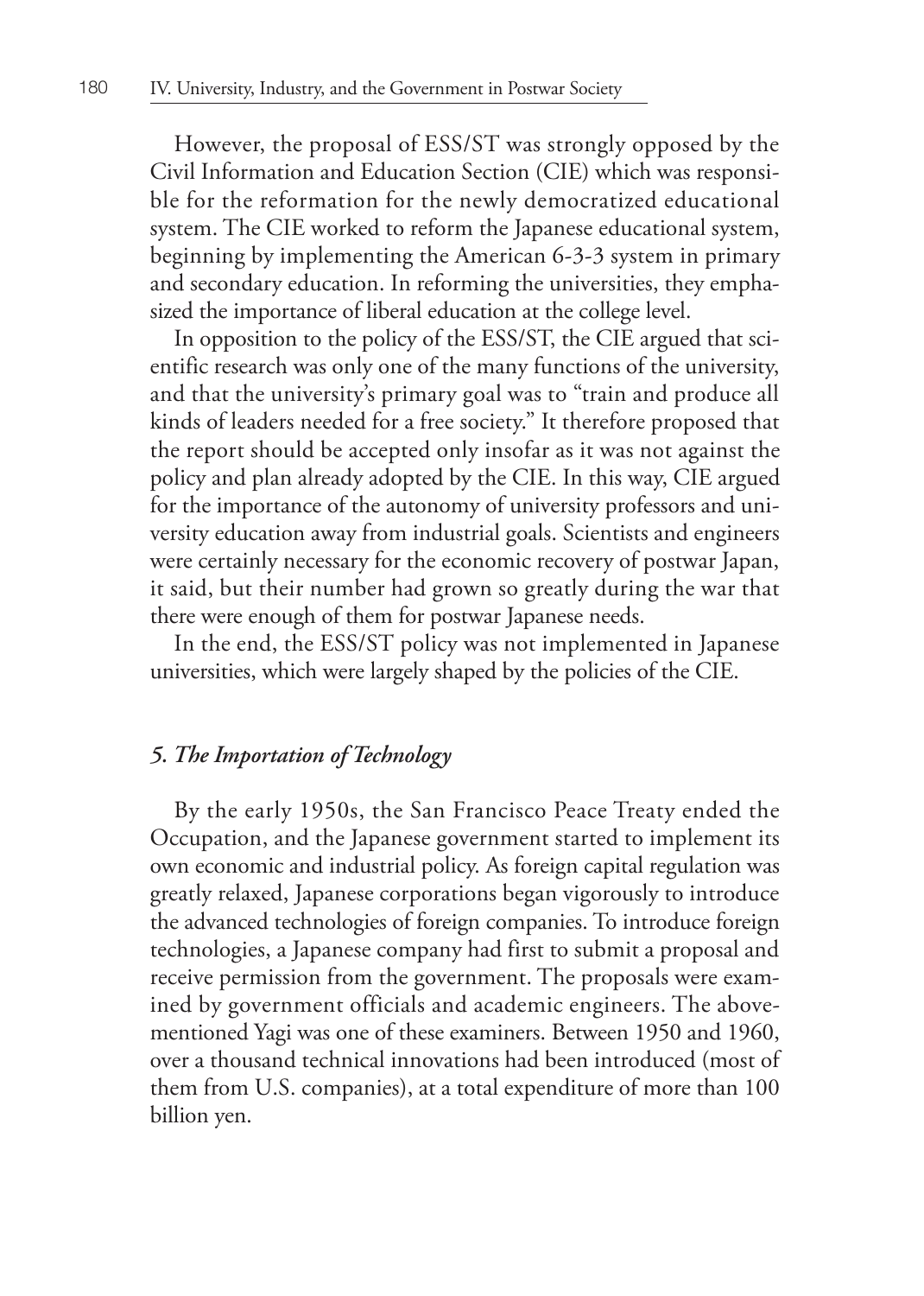However, the proposal of ESS/ST was strongly opposed by the Civil Information and Education Section (CIE) which was responsible for the reformation for the newly democratized educational system. The CIE worked to reform the Japanese educational system, beginning by implementing the American 6-3-3 system in primary and secondary education. In reforming the universities, they emphasized the importance of liberal education at the college level.

In opposition to the policy of the ESS/ST, the CIE argued that scientific research was only one of the many functions of the university, and that the university's primary goal was to "train and produce all kinds of leaders needed for a free society." It therefore proposed that the report should be accepted only insofar as it was not against the policy and plan already adopted by the CIE. In this way, CIE argued for the importance of the autonomy of university professors and university education away from industrial goals. Scientists and engineers were certainly necessary for the economic recovery of postwar Japan, it said, but their number had grown so greatly during the war that there were enough of them for postwar Japanese needs.

In the end, the ESS/ST policy was not implemented in Japanese universities, which were largely shaped by the policies of the CIE.

### *5. The Importation of Technology*

By the early 1950s, the San Francisco Peace Treaty ended the Occupation, and the Japanese government started to implement its own economic and industrial policy. As foreign capital regulation was greatly relaxed, Japanese corporations began vigorously to introduce the advanced technologies of foreign companies. To introduce foreign technologies, a Japanese company had first to submit a proposal and receive permission from the government. The proposals were examined by government officials and academic engineers. The abovementioned Yagi was one of these examiners. Between 1950 and 1960, over a thousand technical innovations had been introduced (most of them from U.S. companies), at a total expenditure of more than 100 billion yen.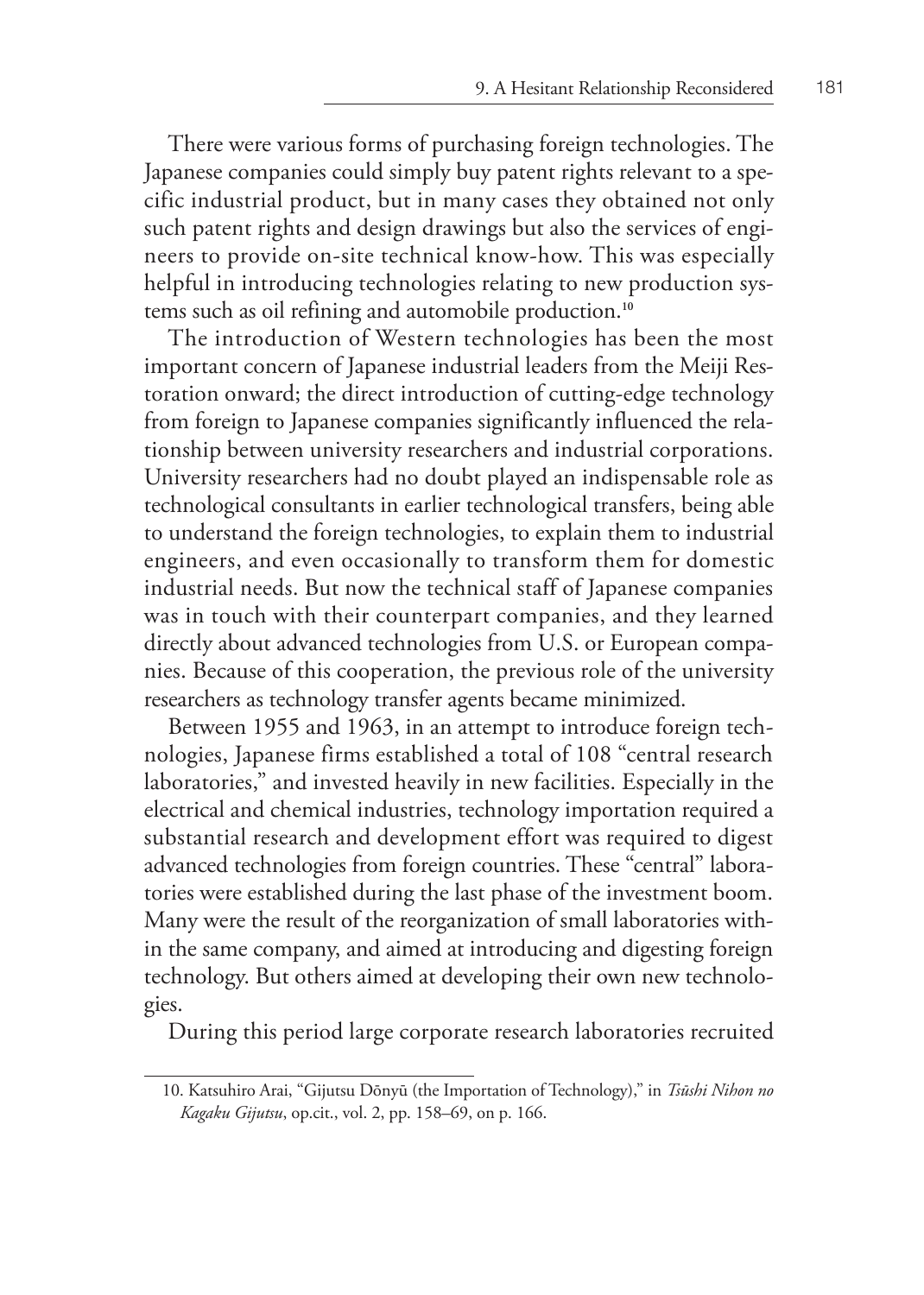There were various forms of purchasing foreign technologies. The Japanese companies could simply buy patent rights relevant to a specific industrial product, but in many cases they obtained not only such patent rights and design drawings but also the services of engineers to provide on-site technical know-how. This was especially helpful in introducing technologies relating to new production systems such as oil refining and automobile production.[10]

The introduction of Western technologies has been the most important concern of Japanese industrial leaders from the Meiji Restoration onward; the direct introduction of cutting-edge technology from foreign to Japanese companies significantly influenced the relationship between university researchers and industrial corporations. University researchers had no doubt played an indispensable role as technological consultants in earlier technological transfers, being able to understand the foreign technologies, to explain them to industrial engineers, and even occasionally to transform them for domestic industrial needs. But now the technical staff of Japanese companies was in touch with their counterpart companies, and they learned directly about advanced technologies from U.S. or European companies. Because of this cooperation, the previous role of the university researchers as technology transfer agents became minimized.

Between 1955 and 1963, in an attempt to introduce foreign technologies, Japanese firms established a total of 108 "central research laboratories," and invested heavily in new facilities. Especially in the electrical and chemical industries, technology importation required a substantial research and development effort was required to digest advanced technologies from foreign countries. These "central" laboratories were established during the last phase of the investment boom. Many were the result of the reorganization of small laboratories within the same company, and aimed at introducing and digesting foreign technology. But others aimed at developing their own new technologies.

During this period large corporate research laboratories recruited

10. Katsuhiro Arai, "Gijutsu Dōnyū (the Importation of Technology)," in *Tsūshi Nihon no Kagaku Gijutsu*, op.cit., vol. 2, pp. 158–69, on p. 166.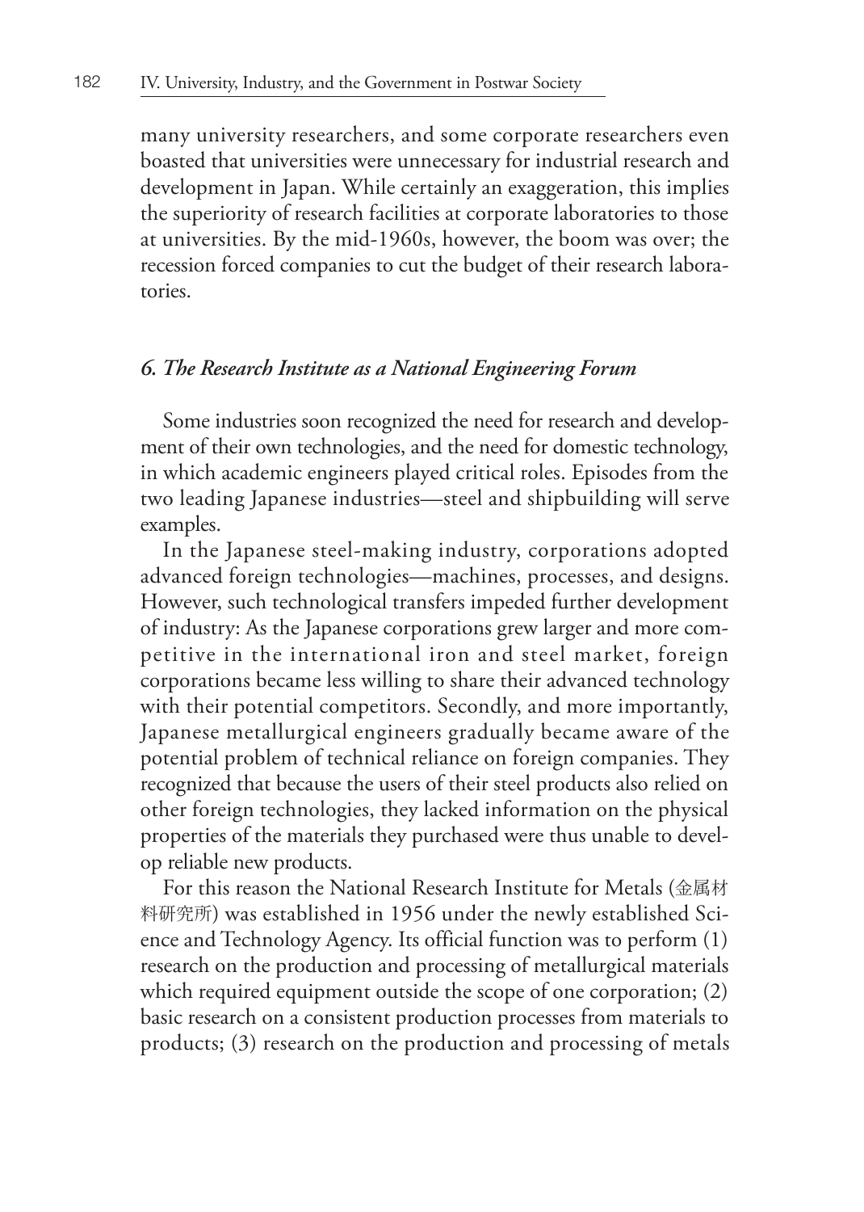many university researchers, and some corporate researchers even boasted that universities were unnecessary for industrial research and development in Japan. While certainly an exaggeration, this implies the superiority of research facilities at corporate laboratories to those at universities. By the mid-1960s, however, the boom was over; the recession forced companies to cut the budget of their research laboratories.

### *6. The Research Institute as a National Engineering Forum*

Some industries soon recognized the need for research and development of their own technologies, and the need for domestic technology, in which academic engineers played critical roles. Episodes from the two leading Japanese industries—steel and shipbuilding will serve examples.

In the Japanese steel-making industry, corporations adopted advanced foreign technologies—machines, processes, and designs. However, such technological transfers impeded further development of industry: As the Japanese corporations grew larger and more competitive in the international iron and steel market, foreign corporations became less willing to share their advanced technology with their potential competitors. Secondly, and more importantly, Japanese metallurgical engineers gradually became aware of the potential problem of technical reliance on foreign companies. They recognized that because the users of their steel products also relied on other foreign technologies, they lacked information on the physical properties of the materials they purchased were thus unable to develop reliable new products.

For this reason the National Research Institute for Metals (金属材料研究所) was established in 1956 under the newly established Science and Technology Agency. Its official function was to perform (1) research on the production and processing of metallurgical materials which required equipment outside the scope of one corporation; (2) basic research on a consistent production processes from materials to products; (3) research on the production and processing of metals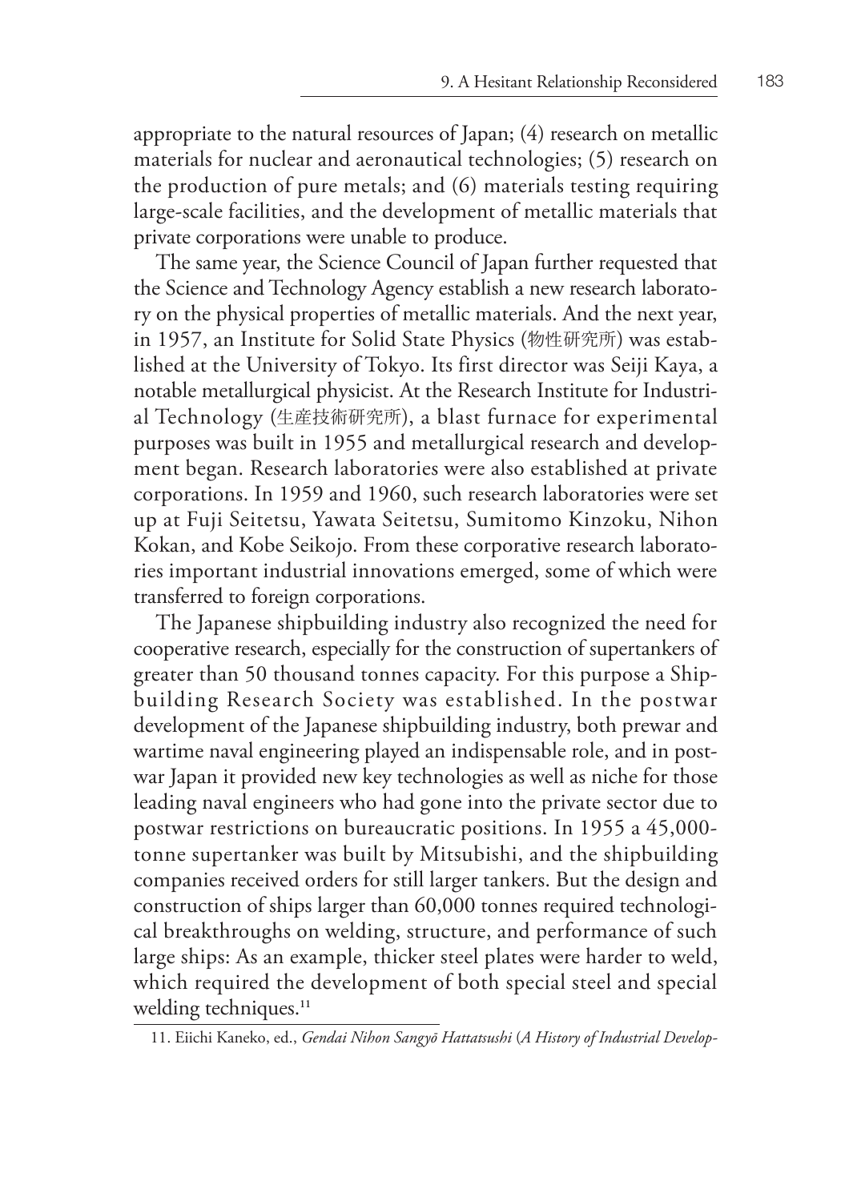appropriate to the natural resources of Japan; (4) research on metallic materials for nuclear and aeronautical technologies; (5) research on the production of pure metals; and (6) materials testing requiring large-scale facilities, and the development of metallic materials that private corporations were unable to produce.

The same year, the Science Council of Japan further requested that the Science and Technology Agency establish a new research laboratory on the physical properties of metallic materials. And the next year, in 1957, an Institute for Solid State Physics (物性研究所) was established at the University of Tokyo. Its first director was Seiji Kaya, a notable metallurgical physicist. At the Research Institute for Industrial Technology (生産技術研究所), a blast furnace for experimental purposes was built in 1955 and metallurgical research and development began. Research laboratories were also established at private corporations. In 1959 and 1960, such research laboratories were set up at Fuji Seitetsu, Yawata Seitetsu, Sumitomo Kinzoku, Nihon Kokan, and Kobe Seikojo. From these corporative research laboratories important industrial innovations emerged, some of which were transferred to foreign corporations.

The Japanese shipbuilding industry also recognized the need for cooperative research, especially for the construction of supertankers of greater than 50 thousand tonnes capacity. For this purpose a Shipbuilding Research Society was established. In the postwar development of the Japanese shipbuilding industry, both prewar and wartime naval engineering played an indispensable role, and in postwar Japan it provided new key technologies as well as niche for those leading naval engineers who had gone into the private sector due to postwar restrictions on bureaucratic positions. In 1955 a 45,000-tonne supertanker was built by Mitsubishi, and the shipbuilding companies received orders for still larger tankers. But the design and construction of ships larger than 60,000 tonnes required technological breakthroughs on welding, structure, and performance of such large ships: As an example, thicker steel plates were harder to weld, which required the development of both special steel and special welding techniques.[11]

11. Eiichi Kaneko, ed., *Gendai Nihon Sangyō Hattatsushi* (*A History of Industrial Develop-*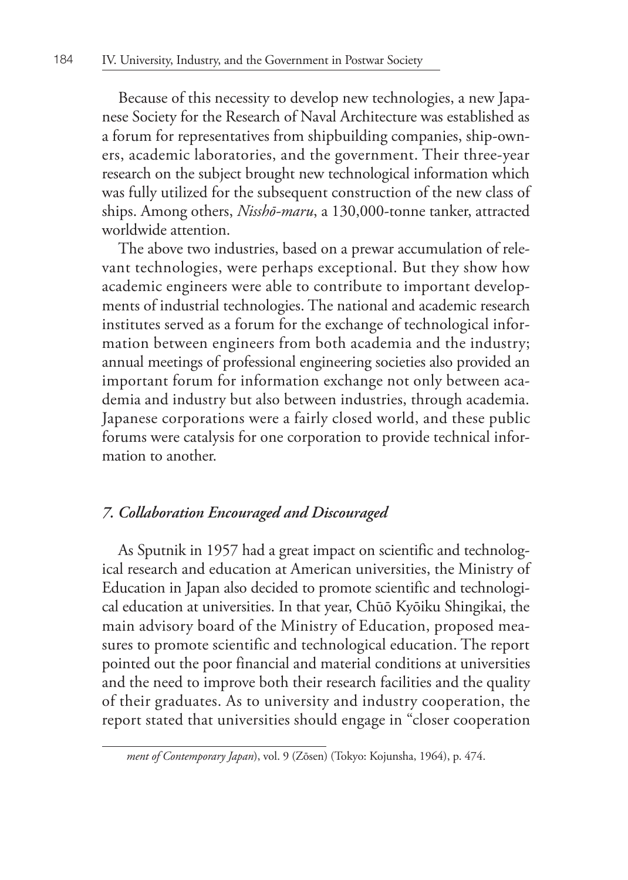Because of this necessity to develop new technologies, a new Japanese Society for the Research of Naval Architecture was established as a forum for representatives from shipbuilding companies, ship-owners, academic laboratories, and the government. Their three-year research on the subject brought new technological information which was fully utilized for the subsequent construction of the new class of ships. Among others, *Nisshō-maru*, a 130,000-tonne tanker, attracted worldwide attention.

The above two industries, based on a prewar accumulation of relevant technologies, were perhaps exceptional. But they show how academic engineers were able to contribute to important developments of industrial technologies. The national and academic research institutes served as a forum for the exchange of technological information between engineers from both academia and the industry; annual meetings of professional engineering societies also provided an important forum for information exchange not only between academia and industry but also between industries, through academia. Japanese corporations were a fairly closed world, and these public forums were catalysis for one corporation to provide technical information to another.

### *7. Collaboration Encouraged and Discouraged*

As Sputnik in 1957 had a great impact on scientific and technological research and education at American universities, the Ministry of Education in Japan also decided to promote scientific and technological education at universities. In that year, Chūō Kyōiku Shingikai, the main advisory board of the Ministry of Education, proposed measures to promote scientific and technological education. The report pointed out the poor financial and material conditions at universities and the need to improve both their research facilities and the quality of their graduates. As to university and industry cooperation, the report stated that universities should engage in "closer cooperation

*ment of Contemporary Japan*), vol. 9 (Zōsen) (Tokyo: Kojunsha, 1964), p. 474.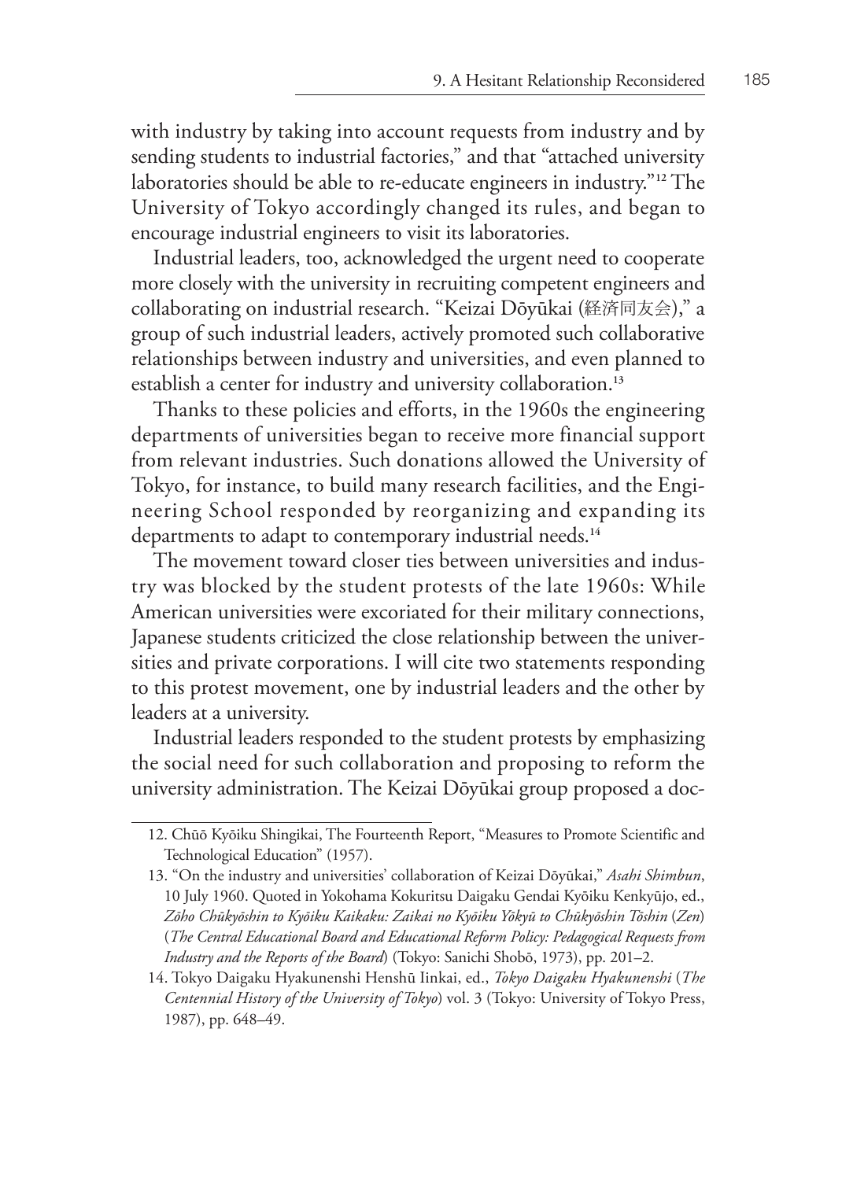with industry by taking into account requests from industry and by sending students to industrial factories," and that "attached university laboratories should be able to re-educate engineers in industry."[12] The University of Tokyo accordingly changed its rules, and began to encourage industrial engineers to visit its laboratories.

Industrial leaders, too, acknowledged the urgent need to cooperate more closely with the university in recruiting competent engineers and collaborating on industrial research. "Keizai Dōyūkai (経済同友会)," a group of such industrial leaders, actively promoted such collaborative relationships between industry and universities, and even planned to establish a center for industry and university collaboration.[13]

Thanks to these policies and efforts, in the 1960s the engineering departments of universities began to receive more financial support from relevant industries. Such donations allowed the University of Tokyo, for instance, to build many research facilities, and the Engineering School responded by reorganizing and expanding its departments to adapt to contemporary industrial needs.[14]

The movement toward closer ties between universities and industry was blocked by the student protests of the late 1960s: While American universities were excoriated for their military connections, Japanese students criticized the close relationship between the universities and private corporations. I will cite two statements responding to this protest movement, one by industrial leaders and the other by leaders at a university.

Industrial leaders responded to the student protests by emphasizing the social need for such collaboration and proposing to reform the university administration. The Keizai Dōyūkai group proposed a doc-

---

12. Chūō Kyōiku Shingikai, The Fourteenth Report, "Measures to Promote Scientific and Technological Education" (1957).

13. "On the industry and universities' collaboration of Keizai Dōyūkai," *Asahi Shimbun*, 10 July 1960. Quoted in Yokohama Kokuritsu Daigaku Gendai Kyōiku Kenkyūjo, ed., *Zōho Chūkyōshin to Kyōiku Kaikaku: Zaikai no Kyōiku Yōkyū to Chūkyōshin Tōshin* (*Zen*) (*The Central Educational Board and Educational Reform Policy: Pedagogical Requests from Industry and the Reports of the Board*) (Tokyo: Sanichi Shobō, 1973), pp. 201–2.

14. Tokyo Daigaku Hyakunenshi Henshū Iinkai, ed., *Tokyo Daigaku Hyakunenshi* (*The Centennial History of the University of Tokyo*) vol. 3 (Tokyo: University of Tokyo Press, 1987), pp. 648–49.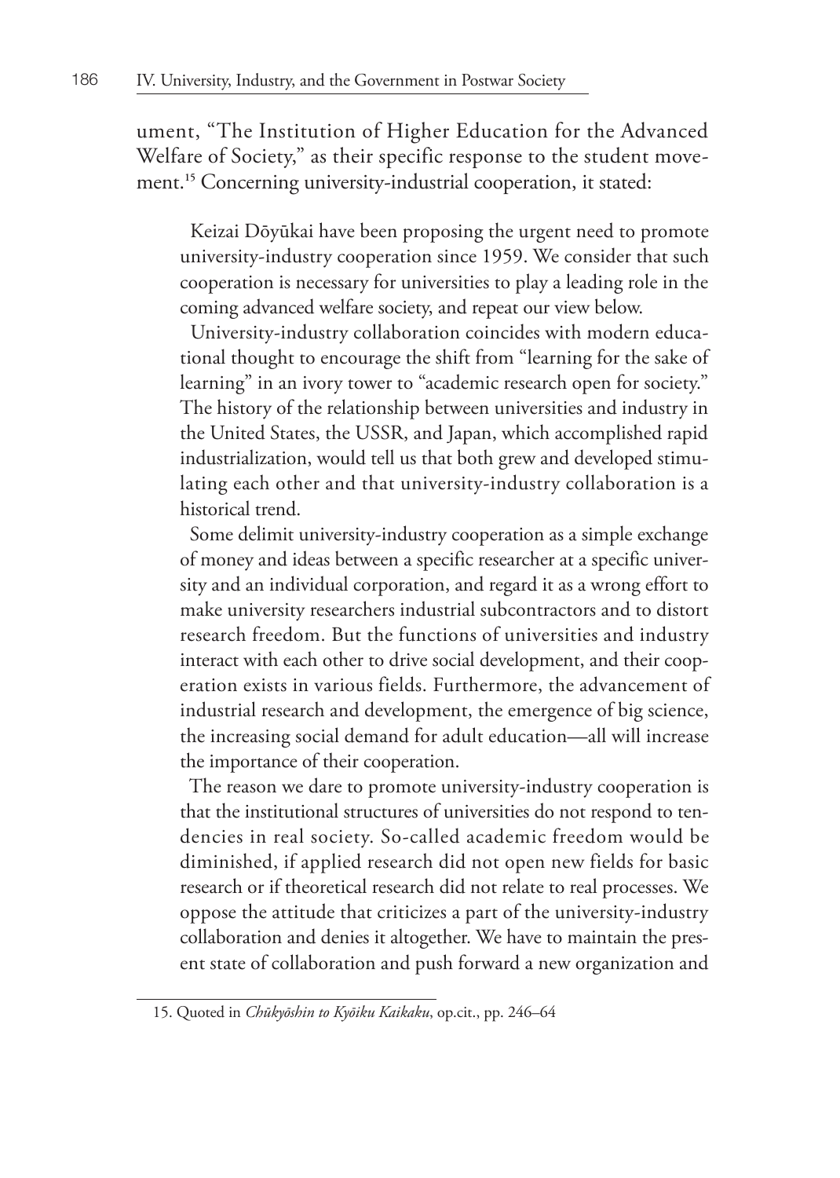ument, "The Institution of Higher Education for the Advanced Welfare of Society," as their specific response to the student movement.[15] Concerning university-industrial cooperation, it stated:

> Keizai Dōyūkai have been proposing the urgent need to promote university-industry cooperation since 1959. We consider that such cooperation is necessary for universities to play a leading role in the coming advanced welfare society, and repeat our view below.
>
> University-industry collaboration coincides with modern educational thought to encourage the shift from "learning for the sake of learning" in an ivory tower to "academic research open for society." The history of the relationship between universities and industry in the United States, the USSR, and Japan, which accomplished rapid industrialization, would tell us that both grew and developed stimulating each other and that university-industry collaboration is a historical trend.
>
> Some delimit university-industry cooperation as a simple exchange of money and ideas between a specific researcher at a specific university and an individual corporation, and regard it as a wrong effort to make university researchers industrial subcontractors and to distort research freedom. But the functions of universities and industry interact with each other to drive social development, and their cooperation exists in various fields. Furthermore, the advancement of industrial research and development, the emergence of big science, the increasing social demand for adult education—all will increase the importance of their cooperation.
>
> The reason we dare to promote university-industry cooperation is that the institutional structures of universities do not respond to tendencies in real society. So-called academic freedom would be diminished, if applied research did not open new fields for basic research or if theoretical research did not relate to real processes. We oppose the attitude that criticizes a part of the university-industry collaboration and denies it altogether. We have to maintain the present state of collaboration and push forward a new organization and

15. Quoted in *Chūkyōshin to Kyōiku Kaikaku*, op.cit., pp. 246–64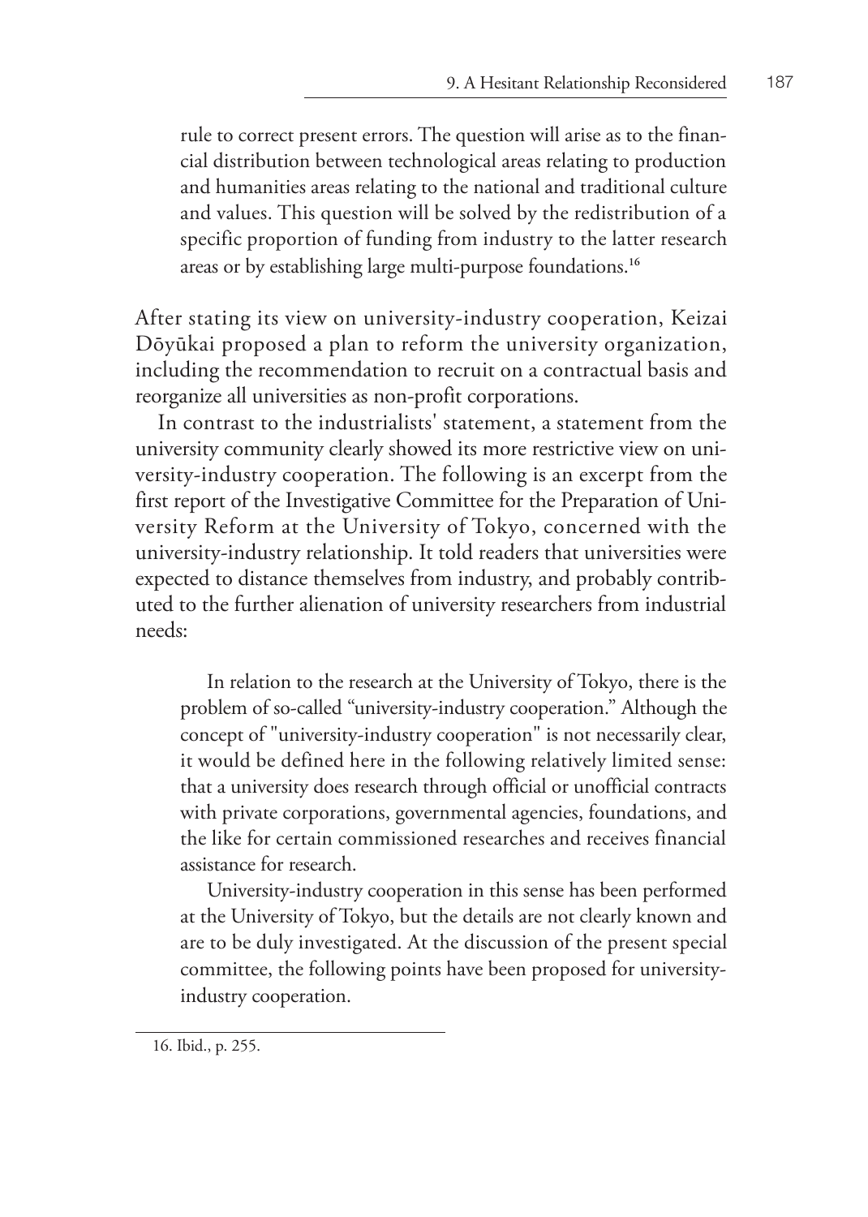> rule to correct present errors. The question will arise as to the financial distribution between technological areas relating to production and humanities areas relating to the national and traditional culture and values. This question will be solved by the redistribution of a specific proportion of funding from industry to the latter research areas or by establishing large multi-purpose foundations.[16]

After stating its view on university-industry cooperation, Keizai Dōyūkai proposed a plan to reform the university organization, including the recommendation to recruit on a contractual basis and reorganize all universities as non-profit corporations.

In contrast to the industrialists' statement, a statement from the university community clearly showed its more restrictive view on university-industry cooperation. The following is an excerpt from the first report of the Investigative Committee for the Preparation of University Reform at the University of Tokyo, concerned with the university-industry relationship. It told readers that universities were expected to distance themselves from industry, and probably contributed to the further alienation of university researchers from industrial needs:

> In relation to the research at the University of Tokyo, there is the problem of so-called "university-industry cooperation." Although the concept of "university-industry cooperation" is not necessarily clear, it would be defined here in the following relatively limited sense: that a university does research through official or unofficial contracts with private corporations, governmental agencies, foundations, and the like for certain commissioned researches and receives financial assistance for research.
>
> University-industry cooperation in this sense has been performed at the University of Tokyo, but the details are not clearly known and are to be duly investigated. At the discussion of the present special committee, the following points have been proposed for university-industry cooperation.

16. Ibid., p. 255.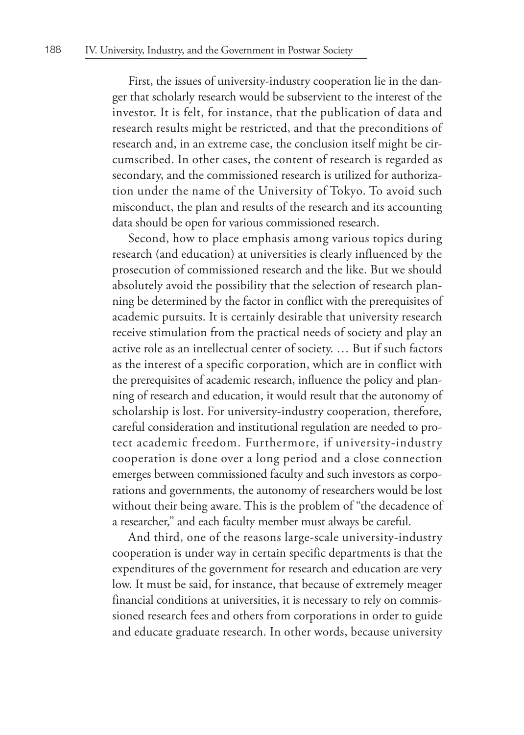First, the issues of university-industry cooperation lie in the danger that scholarly research would be subservient to the interest of the investor. It is felt, for instance, that the publication of data and research results might be restricted, and that the preconditions of research and, in an extreme case, the conclusion itself might be circumscribed. In other cases, the content of research is regarded as secondary, and the commissioned research is utilized for authorization under the name of the University of Tokyo. To avoid such misconduct, the plan and results of the research and its accounting data should be open for various commissioned research.

Second, how to place emphasis among various topics during research (and education) at universities is clearly influenced by the prosecution of commissioned research and the like. But we should absolutely avoid the possibility that the selection of research planning be determined by the factor in conflict with the prerequisites of academic pursuits. It is certainly desirable that university research receive stimulation from the practical needs of society and play an active role as an intellectual center of society. … But if such factors as the interest of a specific corporation, which are in conflict with the prerequisites of academic research, influence the policy and planning of research and education, it would result that the autonomy of scholarship is lost. For university-industry cooperation, therefore, careful consideration and institutional regulation are needed to protect academic freedom. Furthermore, if university-industry cooperation is done over a long period and a close connection emerges between commissioned faculty and such investors as corporations and governments, the autonomy of researchers would be lost without their being aware. This is the problem of "the decadence of a researcher," and each faculty member must always be careful.

And third, one of the reasons large-scale university-industry cooperation is under way in certain specific departments is that the expenditures of the government for research and education are very low. It must be said, for instance, that because of extremely meager financial conditions at universities, it is necessary to rely on commissioned research fees and others from corporations in order to guide and educate graduate research. In other words, because university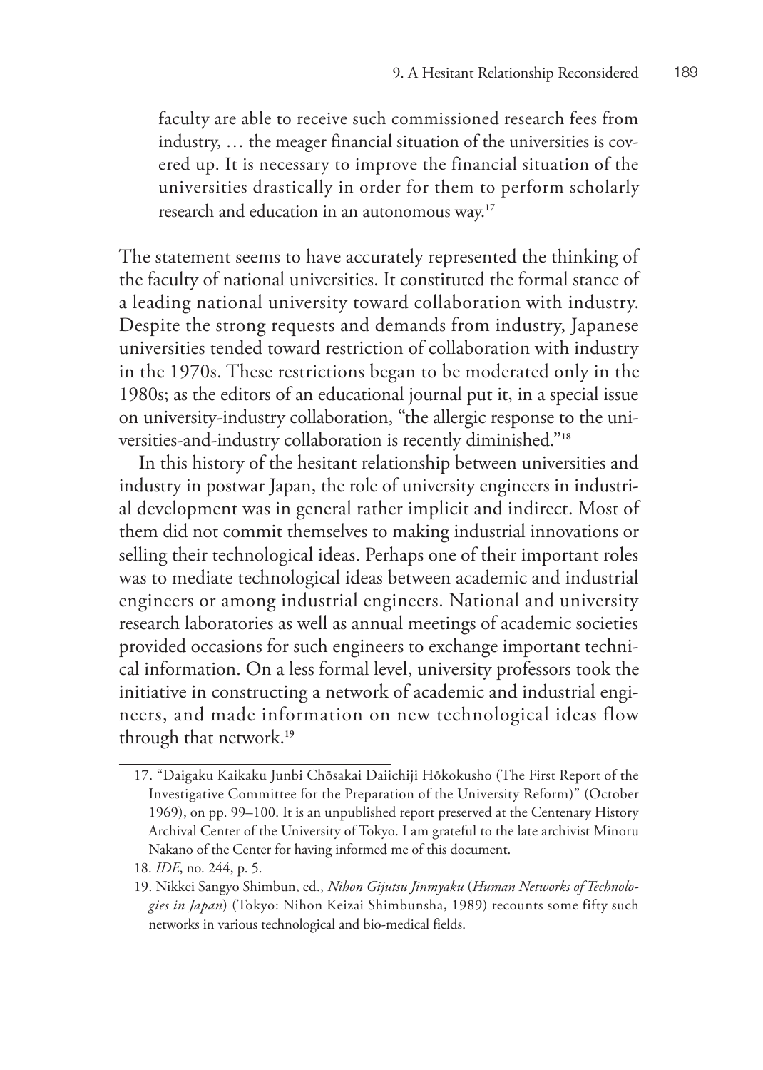> faculty are able to receive such commissioned research fees from industry, … the meager financial situation of the universities is covered up. It is necessary to improve the financial situation of the universities drastically in order for them to perform scholarly research and education in an autonomous way.[17]

The statement seems to have accurately represented the thinking of the faculty of national universities. It constituted the formal stance of a leading national university toward collaboration with industry. Despite the strong requests and demands from industry, Japanese universities tended toward restriction of collaboration with industry in the 1970s. These restrictions began to be moderated only in the 1980s; as the editors of an educational journal put it, in a special issue on university-industry collaboration, "the allergic response to the universities-and-industry collaboration is recently diminished."[18]

In this history of the hesitant relationship between universities and industry in postwar Japan, the role of university engineers in industrial development was in general rather implicit and indirect. Most of them did not commit themselves to making industrial innovations or selling their technological ideas. Perhaps one of their important roles was to mediate technological ideas between academic and industrial engineers or among industrial engineers. National and university research laboratories as well as annual meetings of academic societies provided occasions for such engineers to exchange important technical information. On a less formal level, university professors took the initiative in constructing a network of academic and industrial engineers, and made information on new technological ideas flow through that network.[19]

---

17. "Daigaku Kaikaku Junbi Chōsakai Daiichiji Hōkokusho (The First Report of the Investigative Committee for the Preparation of the University Reform)" (October 1969), on pp. 99–100. It is an unpublished report preserved at the Centenary History Archival Center of the University of Tokyo. I am grateful to the late archivist Minoru Nakano of the Center for having informed me of this document.

18. *IDE*, no. 244, p. 5.

19. Nikkei Sangyo Shimbun, ed., *Nihon Gijutsu Jinmyaku* (*Human Networks of Technologies in Japan*) (Tokyo: Nihon Keizai Shimbunsha, 1989) recounts some fifty such networks in various technological and bio-medical fields.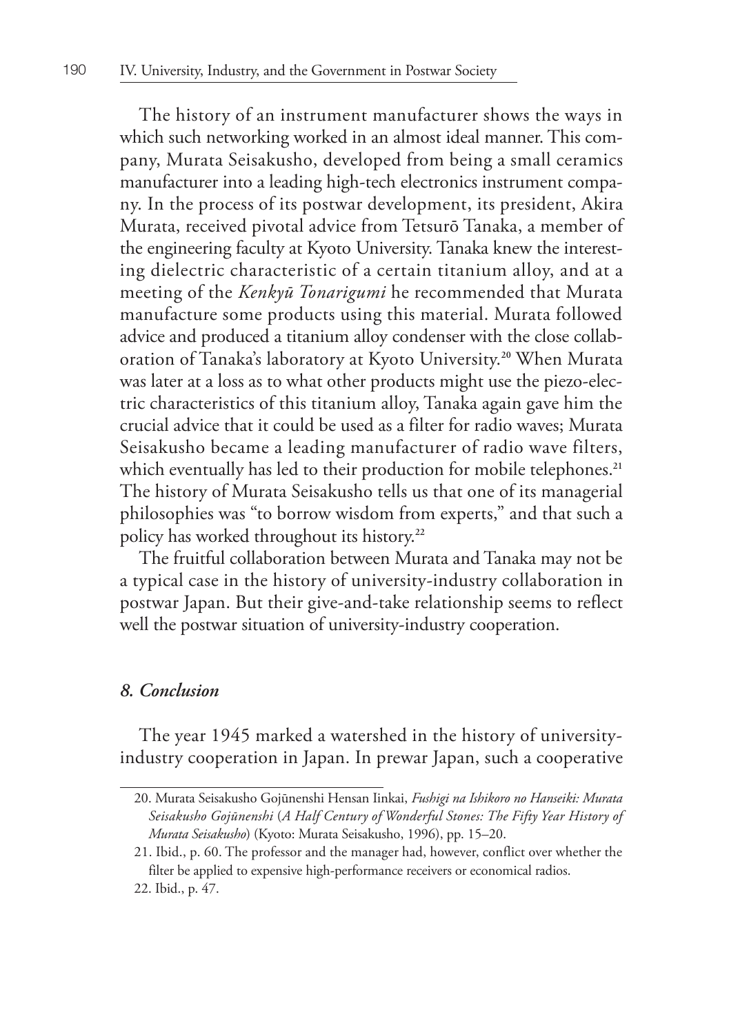The history of an instrument manufacturer shows the ways in which such networking worked in an almost ideal manner. This company, Murata Seisakusho, developed from being a small ceramics manufacturer into a leading high-tech electronics instrument company. In the process of its postwar development, its president, Akira Murata, received pivotal advice from Tetsurō Tanaka, a member of the engineering faculty at Kyoto University. Tanaka knew the interesting dielectric characteristic of a certain titanium alloy, and at a meeting of the *Kenkyū Tonarigumi* he recommended that Murata manufacture some products using this material. Murata followed advice and produced a titanium alloy condenser with the close collaboration of Tanaka's laboratory at Kyoto University.[20] When Murata was later at a loss as to what other products might use the piezo-electric characteristics of this titanium alloy, Tanaka again gave him the crucial advice that it could be used as a filter for radio waves; Murata Seisakusho became a leading manufacturer of radio wave filters, which eventually has led to their production for mobile telephones.[21] The history of Murata Seisakusho tells us that one of its managerial philosophies was "to borrow wisdom from experts," and that such a policy has worked throughout its history.[22]

The fruitful collaboration between Murata and Tanaka may not be a typical case in the history of university-industry collaboration in postwar Japan. But their give-and-take relationship seems to reflect well the postwar situation of university-industry cooperation.

### *8. Conclusion*

The year 1945 marked a watershed in the history of university-industry cooperation in Japan. In prewar Japan, such a cooperative

20. Murata Seisakusho Gojūnenshi Hensan Iinkai, *Fushigi na Ishikoro no Hanseiki: Murata Seisakusho Gojūnenshi* (*A Half Century of Wonderful Stones: The Fifty Year History of Murata Seisakusho*) (Kyoto: Murata Seisakusho, 1996), pp. 15–20.

21. Ibid., p. 60. The professor and the manager had, however, conflict over whether the filter be applied to expensive high-performance receivers or economical radios.

22. Ibid., p. 47.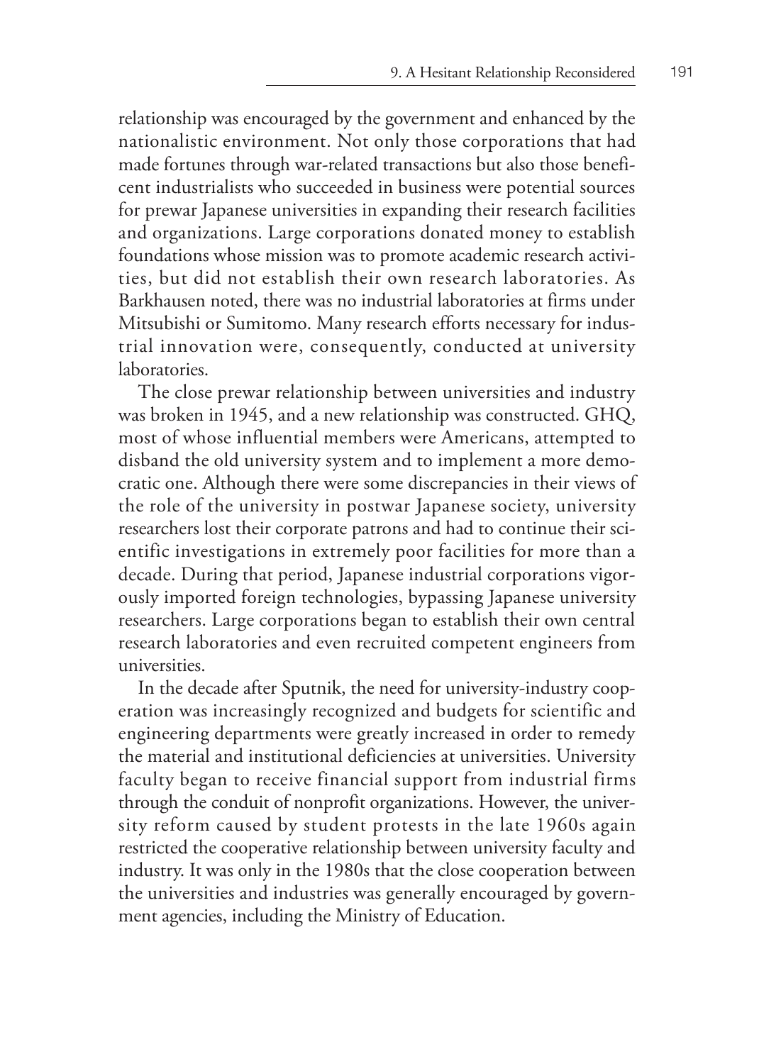relationship was encouraged by the government and enhanced by the nationalistic environment. Not only those corporations that had made fortunes through war-related transactions but also those beneficent industrialists who succeeded in business were potential sources for prewar Japanese universities in expanding their research facilities and organizations. Large corporations donated money to establish foundations whose mission was to promote academic research activities, but did not establish their own research laboratories. As Barkhausen noted, there was no industrial laboratories at firms under Mitsubishi or Sumitomo. Many research efforts necessary for industrial innovation were, consequently, conducted at university laboratories.

The close prewar relationship between universities and industry was broken in 1945, and a new relationship was constructed. GHQ, most of whose influential members were Americans, attempted to disband the old university system and to implement a more democratic one. Although there were some discrepancies in their views of the role of the university in postwar Japanese society, university researchers lost their corporate patrons and had to continue their scientific investigations in extremely poor facilities for more than a decade. During that period, Japanese industrial corporations vigorously imported foreign technologies, bypassing Japanese university researchers. Large corporations began to establish their own central research laboratories and even recruited competent engineers from universities.

In the decade after Sputnik, the need for university-industry cooperation was increasingly recognized and budgets for scientific and engineering departments were greatly increased in order to remedy the material and institutional deficiencies at universities. University faculty began to receive financial support from industrial firms through the conduit of nonprofit organizations. However, the university reform caused by student protests in the late 1960s again restricted the cooperative relationship between university faculty and industry. It was only in the 1980s that the close cooperation between the universities and industries was generally encouraged by government agencies, including the Ministry of Education.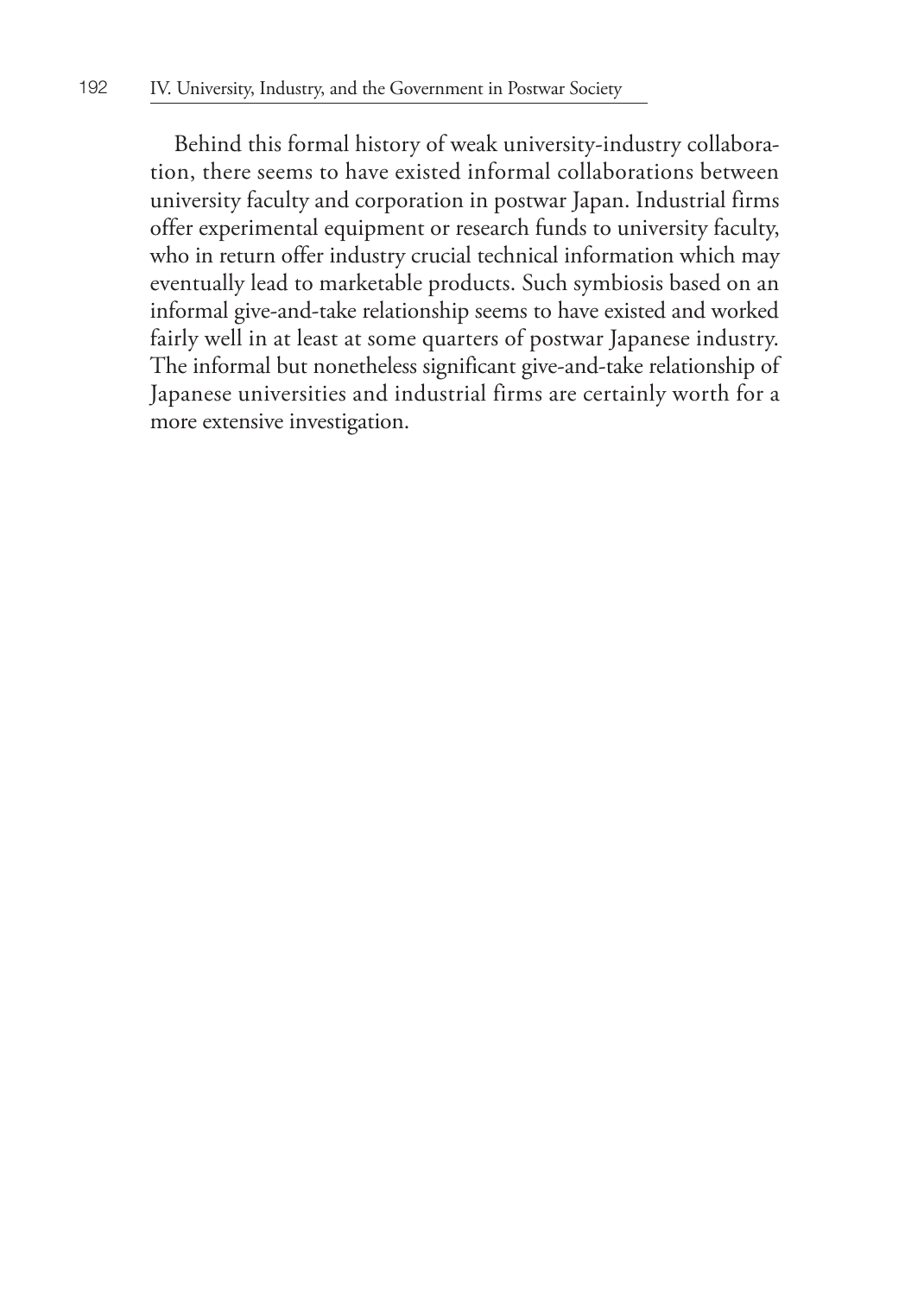Behind this formal history of weak university-industry collaboration, there seems to have existed informal collaborations between university faculty and corporation in postwar Japan. Industrial firms offer experimental equipment or research funds to university faculty, who in return offer industry crucial technical information which may eventually lead to marketable products. Such symbiosis based on an informal give-and-take relationship seems to have existed and worked fairly well in at least at some quarters of postwar Japanese industry. The informal but nonetheless significant give-and-take relationship of Japanese universities and industrial firms are certainly worth for a more extensive investigation.